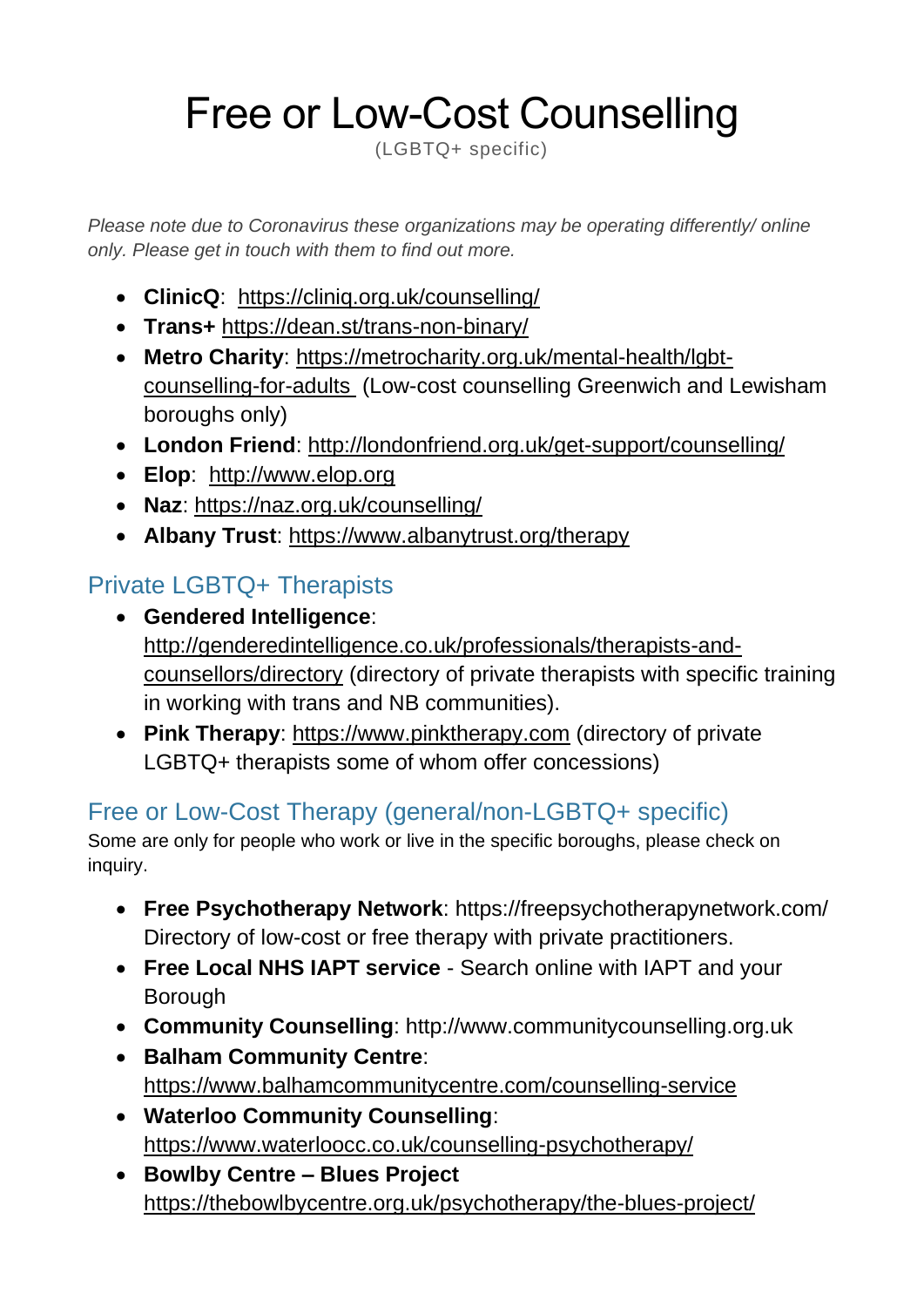# Free or Low-Cost Counselling

(LGBTQ+ specific)

*Please note due to Coronavirus these organizations may be operating differently/ online only. Please get in touch with them to find out more.*

- **ClinicQ**: https://cliniq.org.uk/counselling/
- **Trans+** https://dean.st/trans-non-binary/
- **Metro Charity**: https://metrocharity.org.uk/mental-health/lgbt-counselling-for-adults (Low-cost counselling Greenwich and Lewisham boroughs only)
- **London Friend**: http://londonfriend.org.uk/get-support/counselling/
- **Elop**: http://www.elop.org
- **Naz**: https://naz.org.uk/counselling/
- **Albany Trust**: https://www.albanytrust.org/therapy

## Private LGBTQ+ Therapists

- **Gendered Intelligence**: http://genderedintelligence.co.uk/professionals/therapists-and-counsellors/directory (directory of private therapists with specific training in working with trans and NB communities).
- **Pink Therapy**: https://www.pinktherapy.com (directory of private LGBTQ+ therapists some of whom offer concessions)

## Free or Low-Cost Therapy (general/non-LGBTQ+ specific)

Some are only for people who work or live in the specific boroughs, please check on inquiry.

- **Free Psychotherapy Network**: https://freepsychotherapynetwork.com/ Directory of low-cost or free therapy with private practitioners.
- **Free Local NHS IAPT service** - Search online with IAPT and your Borough
- **Community Counselling**: http://www.communitycounselling.org.uk
- **Balham Community Centre**: https://www.balhamcommunitycentre.com/counselling-service
- **Waterloo Community Counselling**: https://www.waterloocc.co.uk/counselling-psychotherapy/
- **Bowlby Centre – Blues Project** https://thebowlbycentre.org.uk/psychotherapy/the-blues-project/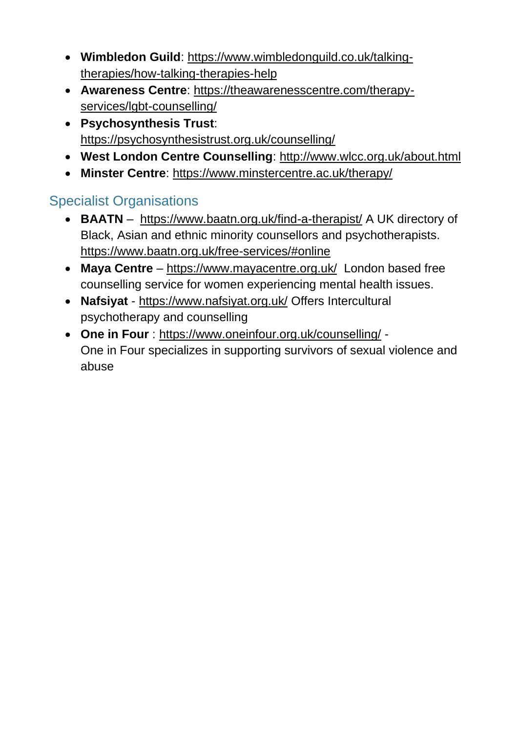- **Wimbledon Guild**: https://www.wimbledonguild.co.uk/talking-therapies/how-talking-therapies-help
- **Awareness Centre**: https://theawarenesscentre.com/therapy-services/lgbt-counselling/
- **Psychosynthesis Trust**: https://psychosynthesistrust.org.uk/counselling/
- **West London Centre Counselling**: http://www.wlcc.org.uk/about.html
- **Minster Centre**: https://www.minstercentre.ac.uk/therapy/

## Specialist Organisations

- **BAATN** – https://www.baatn.org.uk/find-a-therapist/ A UK directory of Black, Asian and ethnic minority counsellors and psychotherapists. https://www.baatn.org.uk/free-services/#online
- **Maya Centre** – https://www.mayacentre.org.uk/ London based free counselling service for women experiencing mental health issues.
- **Nafsiyat** - https://www.nafsiyat.org.uk/ Offers Intercultural psychotherapy and counselling
- **One in Four** : https://www.oneinfour.org.uk/counselling/ - One in Four specializes in supporting survivors of sexual violence and abuse